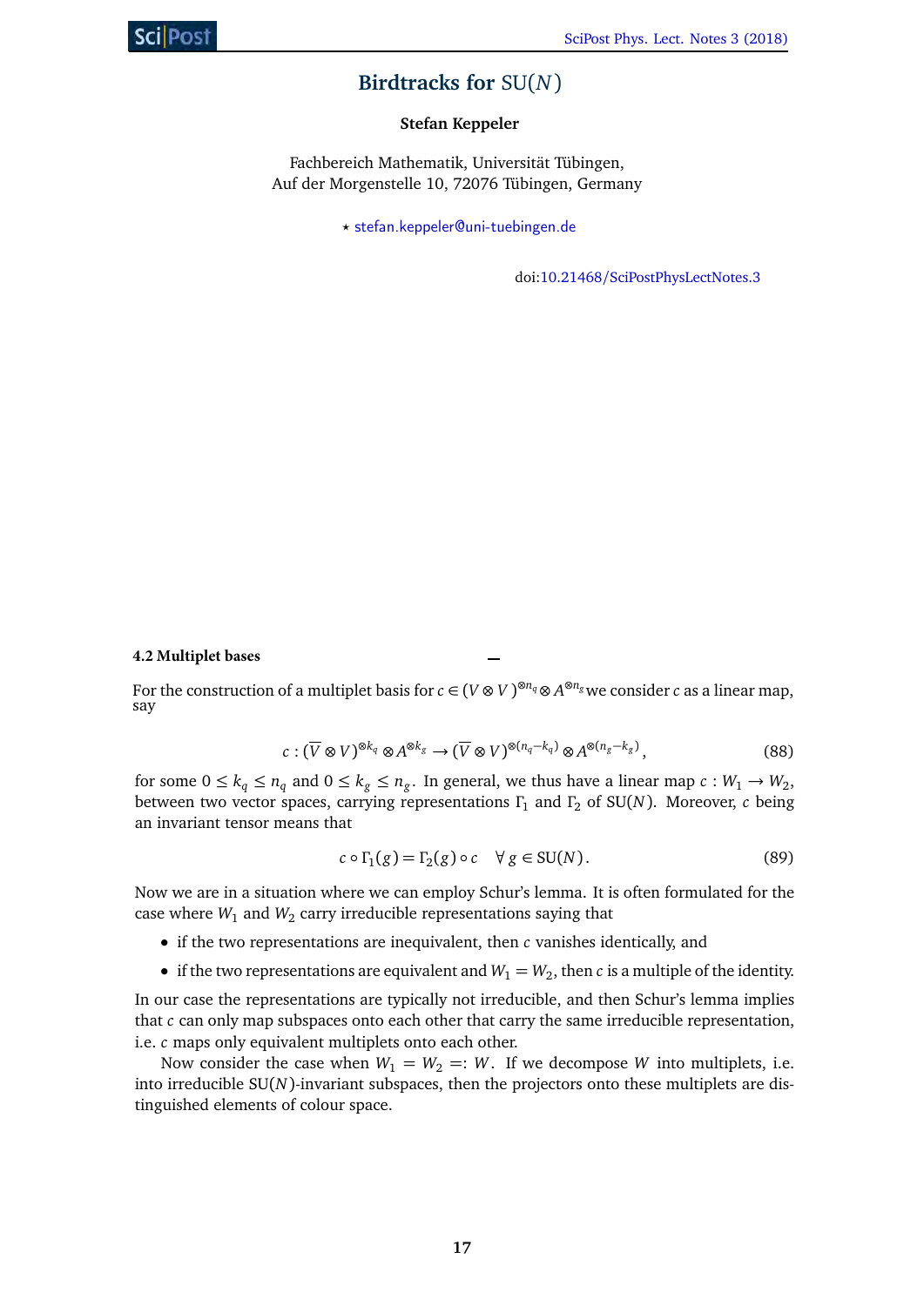# Birdtracks for SU($N$)

**Stefan Keppeler**

Fachbereich Mathematik, Universität Tübingen,
Auf der Morgenstelle 10, 72076 Tübingen, Germany

⋆ stefan.keppeler@uni-tuebingen.de

doi:10.21468/SciPostPhysLectNotes.3

### 4.2 Multiplet bases

For the construction of a multiplet basis for $c \in (\overline{V} \otimes V)^{\otimes n_q} \otimes A^{\otimes n_g}$ we consider $c$ as a linear map, say

$$c : (\overline{V} \otimes V)^{\otimes k_q} \otimes A^{\otimes k_g} \to (\overline{V} \otimes V)^{\otimes (n_q - k_q)} \otimes A^{\otimes (n_g - k_g)}, \tag{88}$$

for some $0 \le k_q \le n_q$ and $0 \le k_g \le n_g$. In general, we thus have a linear map $c : W_1 \to W_2$, between two vector spaces, carrying representations $\Gamma_1$ and $\Gamma_2$ of SU($N$). Moreover, $c$ being an invariant tensor means that

$$c \circ \Gamma_1(g) = \Gamma_2(g) \circ c \quad \forall\, g \in \mathrm{SU}(N). \tag{89}$$

Now we are in a situation where we can employ Schur's lemma. It is often formulated for the case where $W_1$ and $W_2$ carry irreducible representations saying that

- if the two representations are inequivalent, then $c$ vanishes identically, and
- if the two representations are equivalent and $W_1 = W_2$, then $c$ is a multiple of the identity.

In our case the representations are typically not irreducible, and then Schur's lemma implies that $c$ can only map subspaces onto each other that carry the same irreducible representation, i.e. $c$ maps only equivalent multiplets onto each other.

Now consider the case when $W_1 = W_2 =: W$. If we decompose $W$ into multiplets, i.e. into irreducible SU($N$)-invariant subspaces, then the projectors onto these multiplets are distinguished elements of colour space.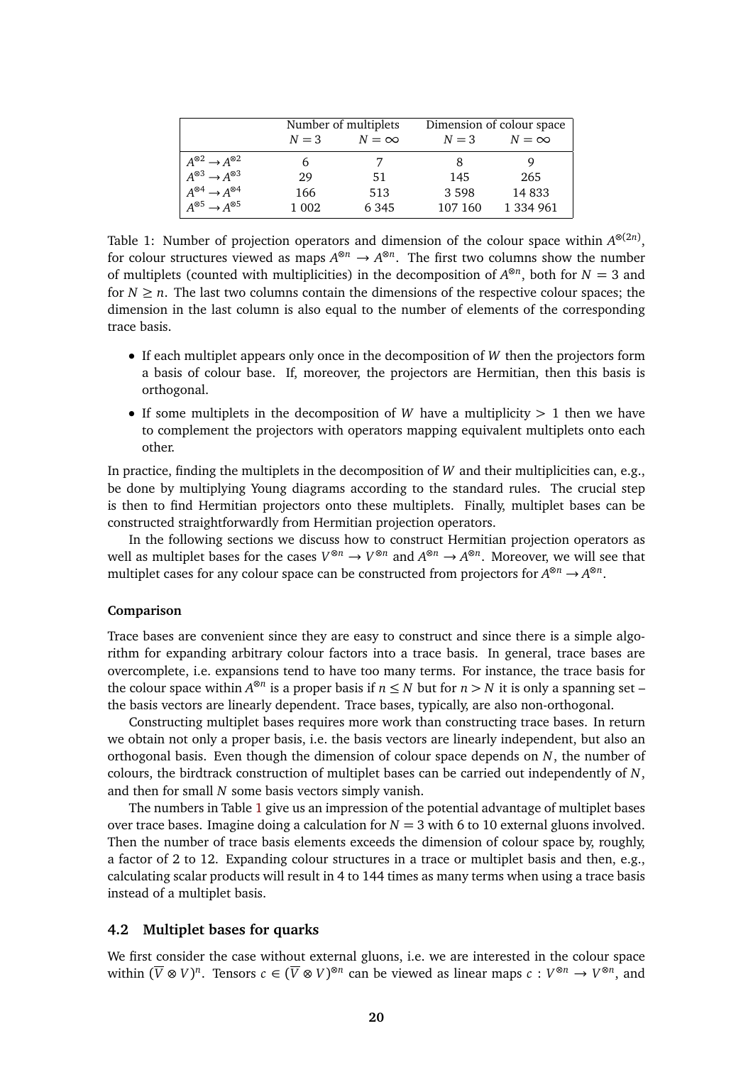| | Number of multiplets | | Dimension of colour space | |
|---|---|---|---|---|
| | $N=3$ | $N=\infty$ | $N=3$ | $N=\infty$ |
| $A^{\otimes 2} \to A^{\otimes 2}$ | 6 | 7 | 8 | 9 |
| $A^{\otimes 3} \to A^{\otimes 3}$ | 29 | 51 | 145 | 265 |
| $A^{\otimes 4} \to A^{\otimes 4}$ | 166 | 513 | 3 598 | 14 833 |
| $A^{\otimes 5} \to A^{\otimes 5}$ | 1 002 | 6 345 | 107 160 | 1 334 961 |

Table 1: Number of projection operators and dimension of the colour space within $A^{\otimes(2n)}$, for colour structures viewed as maps $A^{\otimes n} \to A^{\otimes n}$. The first two columns show the number of multiplets (counted with multiplicities) in the decomposition of $A^{\otimes n}$, both for $N = 3$ and for $N \geq n$. The last two columns contain the dimensions of the respective colour spaces; the dimension in the last column is also equal to the number of elements of the corresponding trace basis.

- If each multiplet appears only once in the decomposition of $W$ then the projectors form a basis of colour base. If, moreover, the projectors are Hermitian, then this basis is orthogonal.
- If some multiplets in the decomposition of $W$ have a multiplicity $> 1$ then we have to complement the projectors with operators mapping equivalent multiplets onto each other.

In practice, finding the multiplets in the decomposition of $W$ and their multiplicities can, e.g., be done by multiplying Young diagrams according to the standard rules. The crucial step is then to find Hermitian projectors onto these multiplets. Finally, multiplet bases can be constructed straightforwardly from Hermitian projection operators.

In the following sections we discuss how to construct Hermitian projection operators as well as multiplet bases for the cases $V^{\otimes n} \to V^{\otimes n}$ and $A^{\otimes n} \to A^{\otimes n}$. Moreover, we will see that multiplet cases for any colour space can be constructed from projectors for $A^{\otimes n} \to A^{\otimes n}$.

**Comparison**

Trace bases are convenient since they are easy to construct and since there is a simple algorithm for expanding arbitrary colour factors into a trace basis. In general, trace bases are overcomplete, i.e. expansions tend to have too many terms. For instance, the trace basis for the colour space within $A^{\otimes n}$ is a proper basis if $n \leq N$ but for $n > N$ it is only a spanning set – the basis vectors are linearly dependent. Trace bases, typically, are also non-orthogonal.

Constructing multiplet bases requires more work than constructing trace bases. In return we obtain not only a proper basis, i.e. the basis vectors are linearly independent, but also an orthogonal basis. Even though the dimension of colour space depends on $N$, the number of colours, the birdtrack construction of multiplet bases can be carried out independently of $N$, and then for small $N$ some basis vectors simply vanish.

The numbers in Table 1 give us an impression of the potential advantage of multiplet bases over trace bases. Imagine doing a calculation for $N = 3$ with 6 to 10 external gluons involved. Then the number of trace basis elements exceeds the dimension of colour space by, roughly, a factor of 2 to 12. Expanding colour structures in a trace or multiplet basis and then, e.g., calculating scalar products will result in 4 to 144 times as many terms when using a trace basis instead of a multiplet basis.

### 4.2 Multiplet bases for quarks

We first consider the case without external gluons, i.e. we are interested in the colour space within $(\overline{V} \otimes V)^n$. Tensors $c \in (\overline{V} \otimes V)^{\otimes n}$ can be viewed as linear maps $c : V^{\otimes n} \to V^{\otimes n}$, and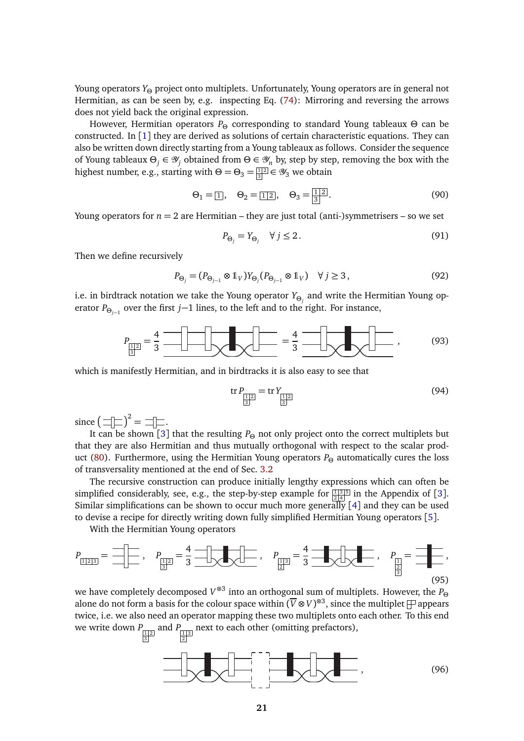Young operators $Y_\Theta$ project onto multiplets. Unfortunately, Young operators are in general not Hermitian, as can be seen by, e.g. inspecting Eq. (74): Mirroring and reversing the arrows does not yield back the original expression.

However, Hermitian operators $P_\Theta$ corresponding to standard Young tableaux $\Theta$ can be constructed. In [1] they are derived as solutions of certain characteristic equations. They can also be written down directly starting from a Young tableaux as follows. Consider the sequence of Young tableaux $\Theta_j \in \mathcal{Y}_j$ obtained from $\Theta \in \mathcal{Y}_n$ by, step by step, removing the box with the highest number, e.g., starting with $\Theta = \Theta_3 = \begin{smallmatrix}1&2\\3\end{smallmatrix} \in \mathcal{Y}_3$ we obtain

$$\Theta_1 = \boxed{1}, \quad \Theta_2 = \boxed{1\,2}, \quad \Theta_3 = \begin{smallmatrix}1&2\\3\end{smallmatrix}. \tag{90}$$

Young operators for $n=2$ are Hermitian – they are just total (anti-)symmetrisers – so we set

$$P_{\Theta_j} = Y_{\Theta_j} \quad \forall\, j \leq 2\,. \tag{91}$$

Then we define recursively

$$P_{\Theta_j} = (P_{\Theta_{j-1}} \otimes \mathbb{1}_V) Y_{\Theta_j} (P_{\Theta_{j-1}} \otimes \mathbb{1}_V) \quad \forall\, j \geq 3\,, \tag{92}$$

i.e. in birdtrack notation we take the Young operator $Y_{\Theta_j}$ and write the Hermitian Young operator $P_{\Theta_{j-1}}$ over the first $j-1$ lines, to the left and to the right. For instance,

$$P_{\begin{smallmatrix}1&2\\3\end{smallmatrix}} = \frac{4}{3}\;[\text{birdtrack}] = \frac{4}{3}\;[\text{birdtrack}]\,, \tag{93}$$

which is manifestly Hermitian, and in birdtracks it is also easy to see that

$$\operatorname{tr} P_{\begin{smallmatrix}1&2\\3\end{smallmatrix}} = \operatorname{tr} Y_{\begin{smallmatrix}1&2\\3\end{smallmatrix}} \tag{94}$$

since $\left([\text{birdtrack}]\right)^2 = [\text{birdtrack}]$.

It can be shown [3] that the resulting $P_\Theta$ not only project onto the correct multiplets but that they are also Hermitian and thus mutually orthogonal with respect to the scalar product (80). Furthermore, using the Hermitian Young operators $P_\Theta$ automatically cures the loss of transversality mentioned at the end of Sec. 3.2

The recursive construction can produce initially lengthy expressions which can often be simplified considerably, see, e.g., the step-by-step example for $\begin{smallmatrix}1&3&5\\2&4\end{smallmatrix}$ in the Appendix of [3]. Similar simplifications can be shown to occur much more generally [4] and they can be used to devise a recipe for directly writing down fully simplified Hermitian Young operators [5].

With the Hermitian Young operators

$$P_{\boxed{1\,2\,3}} = [\text{birdtrack}]\,, \quad P_{\begin{smallmatrix}1&2\\3\end{smallmatrix}} = \frac{4}{3}\;[\text{birdtrack}]\,, \quad P_{\begin{smallmatrix}1&3\\2\end{smallmatrix}} = \frac{4}{3}\;[\text{birdtrack}]\,, \quad P_{\begin{smallmatrix}1\\2\\3\end{smallmatrix}} = [\text{birdtrack}]\,, \tag{95}$$

we have completely decomposed $V^{\otimes 3}$ into an orthogonal sum of multiplets. However, the $P_\Theta$ alone do not form a basis for the colour space within $(\overline{V} \otimes V)^{\otimes 3}$, since the multiplet $\begin{smallmatrix}\square&\square\\\square\end{smallmatrix}$ appears twice, i.e. we also need an operator mapping these two multiplets onto each other. To this end we write down $P_{\begin{smallmatrix}1&2\\3\end{smallmatrix}}$ and $P_{\begin{smallmatrix}1&3\\2\end{smallmatrix}}$ next to each other (omitting prefactors),

$$[\text{birdtrack}]\,, \tag{96}$$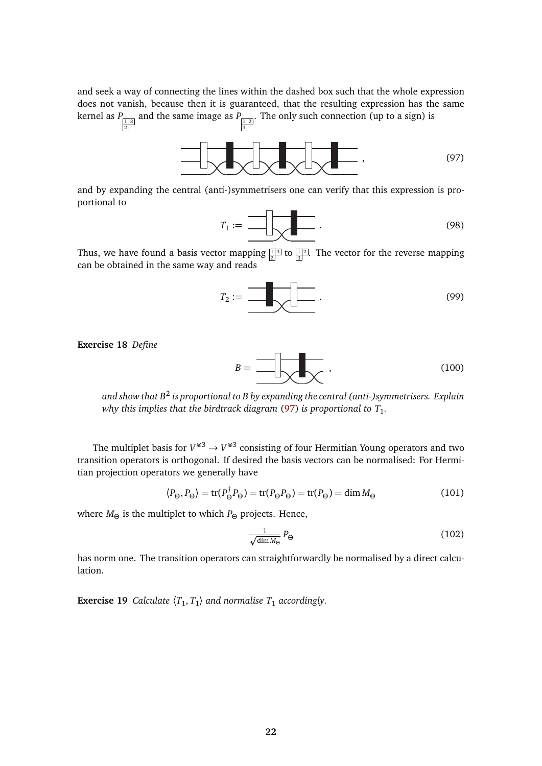and seek a way of connecting the lines within the dashed box such that the whole expression does not vanish, because then it is guaranteed, that the resulting expression has the same kernel as $P_{\tiny\begin{array}{|c|c|}\hline 1&3\\\hline 2\\\cline{1-1}\end{array}}$ and the same image as $P_{\tiny\begin{array}{|c|c|}\hline 1&2\\\hline 3\\\cline{1-1}\end{array}}$. The only such connection (up to a sign) is

$$, \tag{97}$$

and by expanding the central (anti-)symmetrisers one can verify that this expression is proportional to

$$T_1 := \quad . \tag{98}$$

Thus, we have found a basis vector mapping $\tiny\begin{array}{|c|c|}\hline 1&3\\\hline 2\\\cline{1-1}\end{array}$ to $\tiny\begin{array}{|c|c|}\hline 1&2\\\hline 3\\\cline{1-1}\end{array}$. The vector for the reverse mapping can be obtained in the same way and reads

$$T_2 := \quad . \tag{99}$$

**Exercise 18** *Define*

$$B = \quad , \tag{100}$$

*and show that $B^2$ is proportional to $B$ by expanding the central (anti-)symmetrisers. Explain why this implies that the birdtrack diagram (97) is proportional to $T_1$.*

The multiplet basis for $V^{\otimes 3} \to V^{\otimes 3}$ consisting of four Hermitian Young operators and two transition operators is orthogonal. If desired the basis vectors can be normalised: For Hermitian projection operators we generally have

$$\langle P_\Theta, P_\Theta \rangle = \mathrm{tr}(P_\Theta^\dagger P_\Theta) = \mathrm{tr}(P_\Theta P_\Theta) = \mathrm{tr}(P_\Theta) = \dim M_\Theta \tag{101}$$

where $M_\Theta$ is the multiplet to which $P_\Theta$ projects. Hence,

$$\frac{1}{\sqrt{\dim M_\Theta}} P_\Theta \tag{102}$$

has norm one. The transition operators can straightforwardly be normalised by a direct calculation.

**Exercise 19** *Calculate $\langle T_1, T_1 \rangle$ and normalise $T_1$ accordingly.*